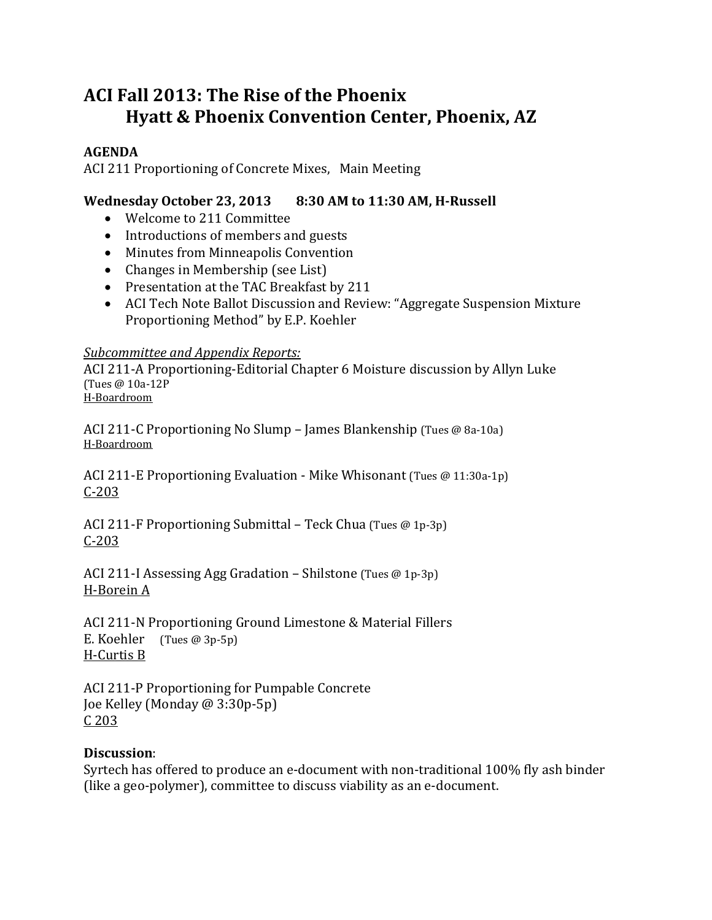# ACI Fall 2013: The Rise of the Phoenix
# Hyatt & Phoenix Convention Center, Phoenix, AZ

**AGENDA**

ACI 211 Proportioning of Concrete Mixes, Main Meeting

**Wednesday October 23, 2013 8:30 AM to 11:30 AM, H-Russell**

- Welcome to 211 Committee
- Introductions of members and guests
- Minutes from Minneapolis Convention
- Changes in Membership (see List)
- Presentation at the TAC Breakfast by 211
- ACI Tech Note Ballot Discussion and Review: "Aggregate Suspension Mixture Proportioning Method" by E.P. Koehler

*Subcommittee and Appendix Reports:*

ACI 211-A Proportioning-Editorial Chapter 6 Moisture discussion by Allyn Luke (Tues @ 10a-12P
H-Boardroom

ACI 211-C Proportioning No Slump – James Blankenship (Tues @ 8a-10a)
H-Boardroom

ACI 211-E Proportioning Evaluation - Mike Whisonant (Tues @ 11:30a-1p)
C-203

ACI 211-F Proportioning Submittal – Teck Chua (Tues @ 1p-3p)
C-203

ACI 211-I Assessing Agg Gradation – Shilstone (Tues @ 1p-3p)
H-Borein A

ACI 211-N Proportioning Ground Limestone & Material Fillers
E. Koehler (Tues @ 3p-5p)
H-Curtis B

ACI 211-P Proportioning for Pumpable Concrete
Joe Kelley (Monday @ 3:30p-5p)
C 203

**Discussion**:

Syrtech has offered to produce an e-document with non-traditional 100% fly ash binder (like a geo-polymer), committee to discuss viability as an e-document.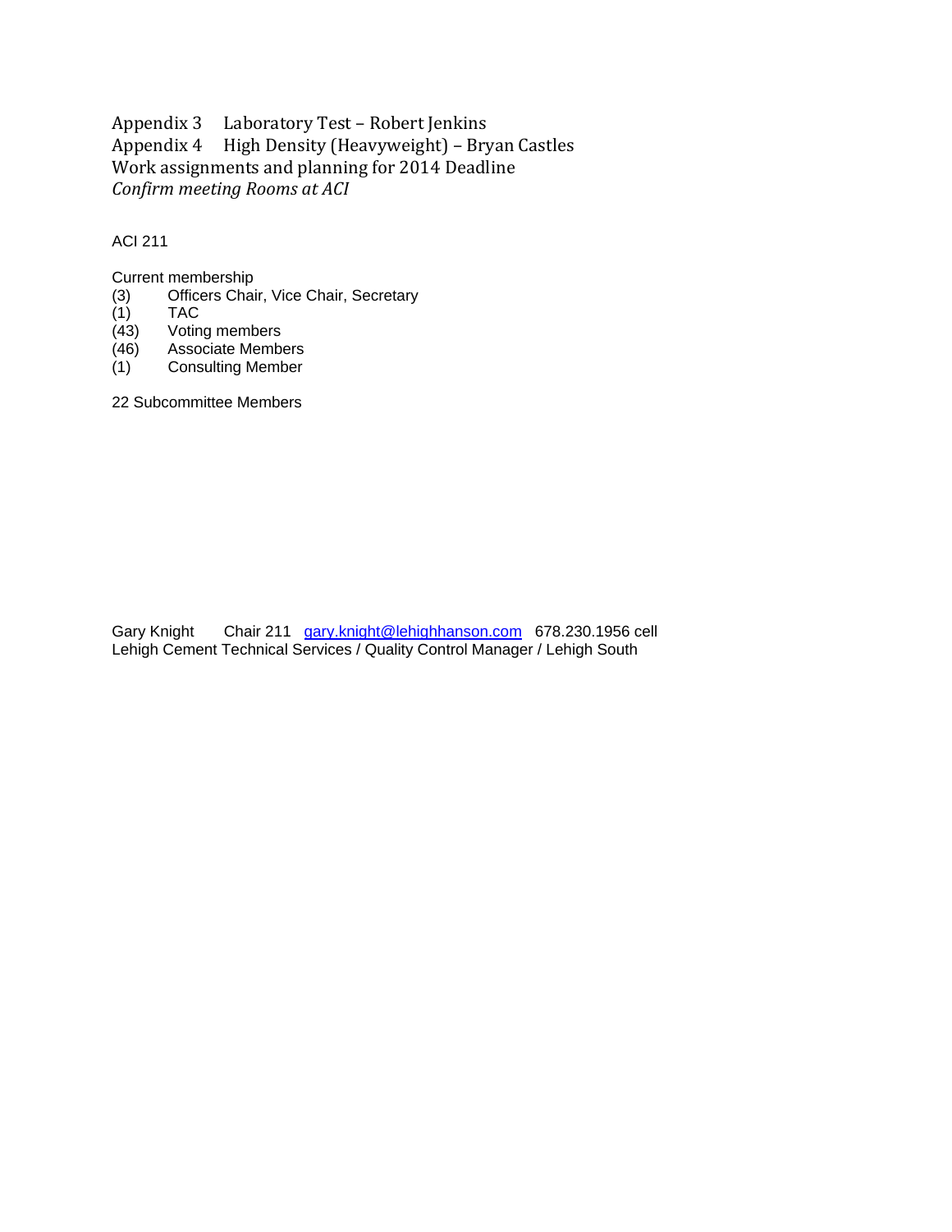Appendix 3 Laboratory Test – Robert Jenkins
Appendix 4 High Density (Heavyweight) – Bryan Castles
Work assignments and planning for 2014 Deadline
*Confirm meeting Rooms at ACI*

ACI 211

Current membership
(3) Officers Chair, Vice Chair, Secretary
(1) TAC
(43) Voting members
(46) Associate Members
(1) Consulting Member

22 Subcommittee Members

Gary Knight Chair 211 gary.knight@lehighhanson.com 678.230.1956 cell
Lehigh Cement Technical Services / Quality Control Manager / Lehigh South